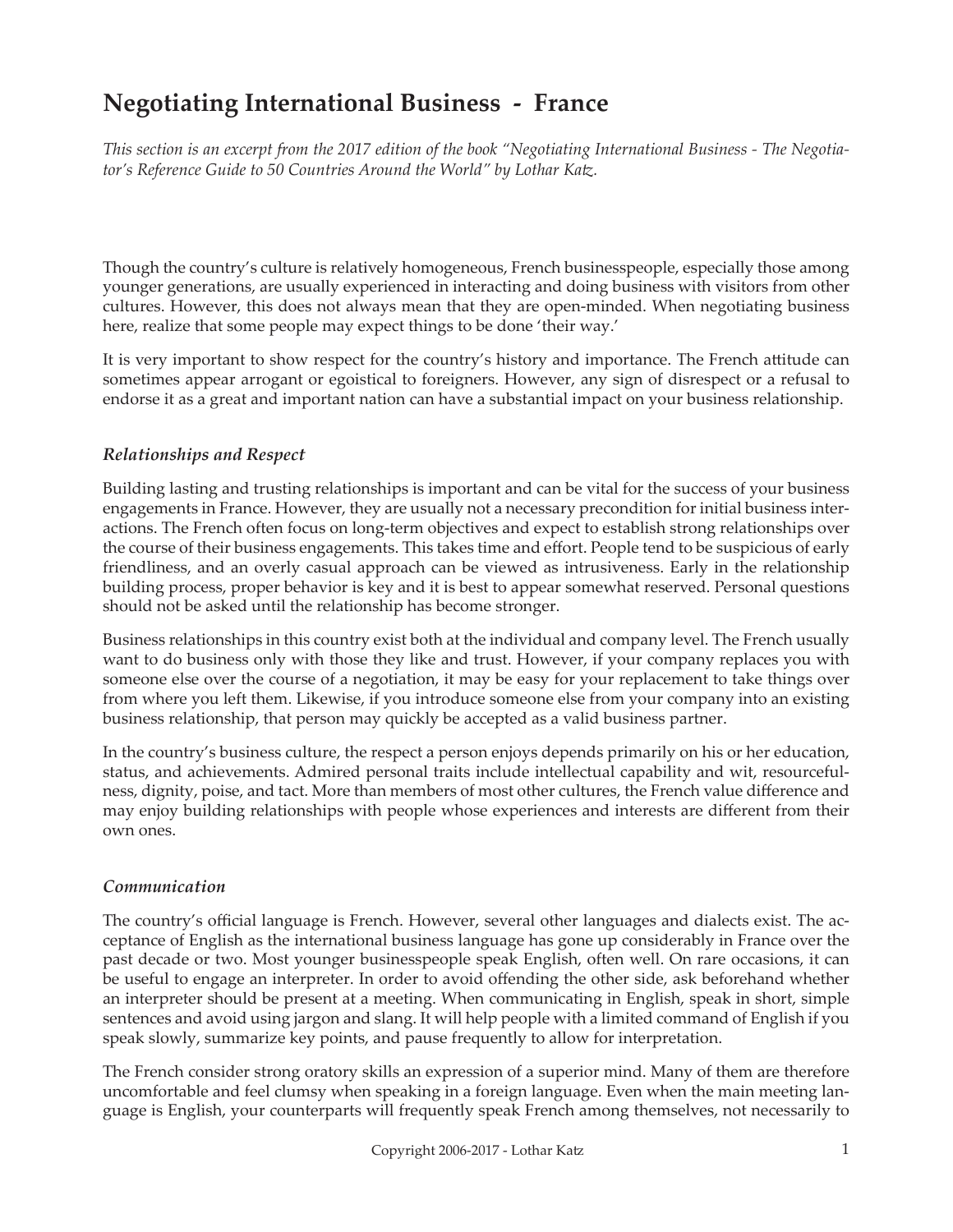# Negotiating International Business - France

*This section is an excerpt from the 2017 edition of the book "Negotiating International Business - The Negotiator's Reference Guide to 50 Countries Around the World" by Lothar Katz.*

Though the country's culture is relatively homogeneous, French businesspeople, especially those among younger generations, are usually experienced in interacting and doing business with visitors from other cultures. However, this does not always mean that they are open-minded. When negotiating business here, realize that some people may expect things to be done 'their way.'

It is very important to show respect for the country's history and importance. The French attitude can sometimes appear arrogant or egoistical to foreigners. However, any sign of disrespect or a refusal to endorse it as a great and important nation can have a substantial impact on your business relationship.

### *Relationships and Respect*

Building lasting and trusting relationships is important and can be vital for the success of your business engagements in France. However, they are usually not a necessary precondition for initial business interactions. The French often focus on long-term objectives and expect to establish strong relationships over the course of their business engagements. This takes time and effort. People tend to be suspicious of early friendliness, and an overly casual approach can be viewed as intrusiveness. Early in the relationship building process, proper behavior is key and it is best to appear somewhat reserved. Personal questions should not be asked until the relationship has become stronger.

Business relationships in this country exist both at the individual and company level. The French usually want to do business only with those they like and trust. However, if your company replaces you with someone else over the course of a negotiation, it may be easy for your replacement to take things over from where you left them. Likewise, if you introduce someone else from your company into an existing business relationship, that person may quickly be accepted as a valid business partner.

In the country's business culture, the respect a person enjoys depends primarily on his or her education, status, and achievements. Admired personal traits include intellectual capability and wit, resourcefulness, dignity, poise, and tact. More than members of most other cultures, the French value difference and may enjoy building relationships with people whose experiences and interests are different from their own ones.

### *Communication*

The country's official language is French. However, several other languages and dialects exist. The acceptance of English as the international business language has gone up considerably in France over the past decade or two. Most younger businesspeople speak English, often well. On rare occasions, it can be useful to engage an interpreter. In order to avoid offending the other side, ask beforehand whether an interpreter should be present at a meeting. When communicating in English, speak in short, simple sentences and avoid using jargon and slang. It will help people with a limited command of English if you speak slowly, summarize key points, and pause frequently to allow for interpretation.

The French consider strong oratory skills an expression of a superior mind. Many of them are therefore uncomfortable and feel clumsy when speaking in a foreign language. Even when the main meeting language is English, your counterparts will frequently speak French among themselves, not necessarily to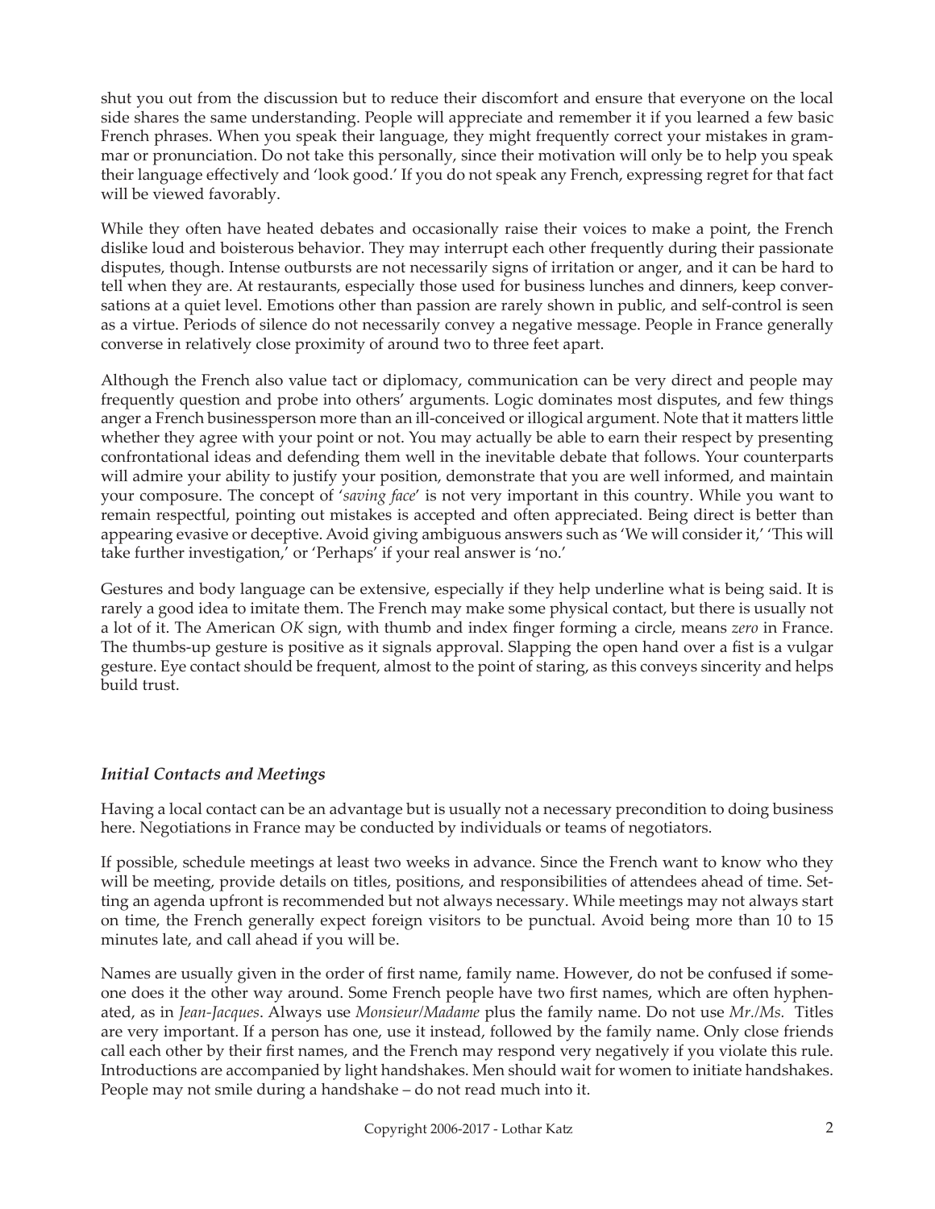shut you out from the discussion but to reduce their discomfort and ensure that everyone on the local side shares the same understanding. People will appreciate and remember it if you learned a few basic French phrases. When you speak their language, they might frequently correct your mistakes in grammar or pronunciation. Do not take this personally, since their motivation will only be to help you speak their language effectively and 'look good.' If you do not speak any French, expressing regret for that fact will be viewed favorably.

While they often have heated debates and occasionally raise their voices to make a point, the French dislike loud and boisterous behavior. They may interrupt each other frequently during their passionate disputes, though. Intense outbursts are not necessarily signs of irritation or anger, and it can be hard to tell when they are. At restaurants, especially those used for business lunches and dinners, keep conversations at a quiet level. Emotions other than passion are rarely shown in public, and self-control is seen as a virtue. Periods of silence do not necessarily convey a negative message. People in France generally converse in relatively close proximity of around two to three feet apart.

Although the French also value tact or diplomacy, communication can be very direct and people may frequently question and probe into others' arguments. Logic dominates most disputes, and few things anger a French businessperson more than an ill-conceived or illogical argument. Note that it matters little whether they agree with your point or not. You may actually be able to earn their respect by presenting confrontational ideas and defending them well in the inevitable debate that follows. Your counterparts will admire your ability to justify your position, demonstrate that you are well informed, and maintain your composure. The concept of '*saving face*' is not very important in this country. While you want to remain respectful, pointing out mistakes is accepted and often appreciated. Being direct is better than appearing evasive or deceptive. Avoid giving ambiguous answers such as 'We will consider it,' 'This will take further investigation,' or 'Perhaps' if your real answer is 'no.'

Gestures and body language can be extensive, especially if they help underline what is being said. It is rarely a good idea to imitate them. The French may make some physical contact, but there is usually not a lot of it. The American *OK* sign, with thumb and index finger forming a circle, means *zero* in France. The thumbs-up gesture is positive as it signals approval. Slapping the open hand over a fist is a vulgar gesture. Eye contact should be frequent, almost to the point of staring, as this conveys sincerity and helps build trust.

### *Initial Contacts and Meetings*

Having a local contact can be an advantage but is usually not a necessary precondition to doing business here. Negotiations in France may be conducted by individuals or teams of negotiators.

If possible, schedule meetings at least two weeks in advance. Since the French want to know who they will be meeting, provide details on titles, positions, and responsibilities of attendees ahead of time. Setting an agenda upfront is recommended but not always necessary. While meetings may not always start on time, the French generally expect foreign visitors to be punctual. Avoid being more than 10 to 15 minutes late, and call ahead if you will be.

Names are usually given in the order of first name, family name. However, do not be confused if someone does it the other way around. Some French people have two first names, which are often hyphenated, as in *Jean-Jacques*. Always use *Monsieur/Madame* plus the family name. Do not use *Mr./Ms.* Titles are very important. If a person has one, use it instead, followed by the family name. Only close friends call each other by their first names, and the French may respond very negatively if you violate this rule. Introductions are accompanied by light handshakes. Men should wait for women to initiate handshakes. People may not smile during a handshake – do not read much into it.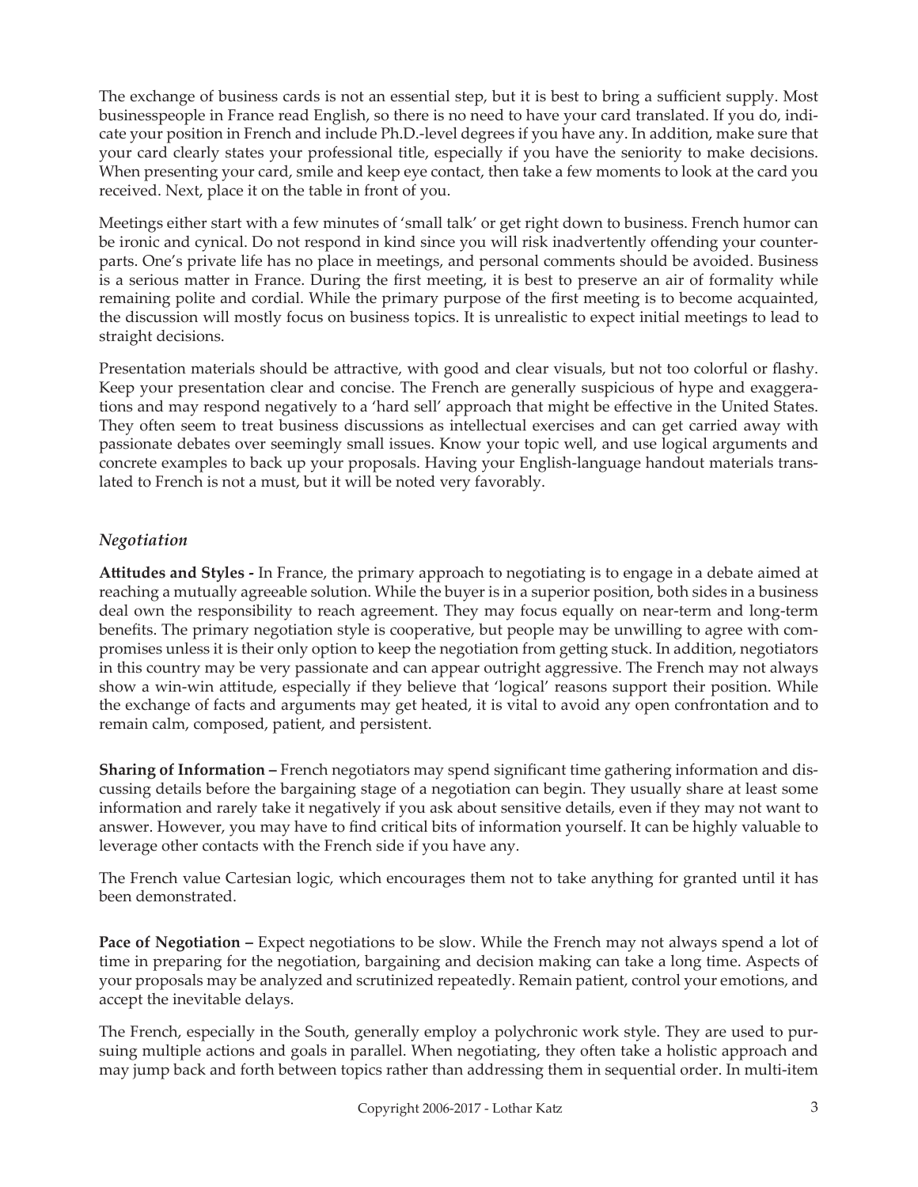The exchange of business cards is not an essential step, but it is best to bring a sufficient supply. Most businesspeople in France read English, so there is no need to have your card translated. If you do, indicate your position in French and include Ph.D.-level degrees if you have any. In addition, make sure that your card clearly states your professional title, especially if you have the seniority to make decisions. When presenting your card, smile and keep eye contact, then take a few moments to look at the card you received. Next, place it on the table in front of you.

Meetings either start with a few minutes of 'small talk' or get right down to business. French humor can be ironic and cynical. Do not respond in kind since you will risk inadvertently offending your counterparts. One's private life has no place in meetings, and personal comments should be avoided. Business is a serious matter in France. During the first meeting, it is best to preserve an air of formality while remaining polite and cordial. While the primary purpose of the first meeting is to become acquainted, the discussion will mostly focus on business topics. It is unrealistic to expect initial meetings to lead to straight decisions.

Presentation materials should be attractive, with good and clear visuals, but not too colorful or flashy. Keep your presentation clear and concise. The French are generally suspicious of hype and exaggerations and may respond negatively to a 'hard sell' approach that might be effective in the United States. They often seem to treat business discussions as intellectual exercises and can get carried away with passionate debates over seemingly small issues. Know your topic well, and use logical arguments and concrete examples to back up your proposals. Having your English-language handout materials translated to French is not a must, but it will be noted very favorably.

### *Negotiation*

**Attitudes and Styles -** In France, the primary approach to negotiating is to engage in a debate aimed at reaching a mutually agreeable solution. While the buyer is in a superior position, both sides in a business deal own the responsibility to reach agreement. They may focus equally on near-term and long-term benefits. The primary negotiation style is cooperative, but people may be unwilling to agree with compromises unless it is their only option to keep the negotiation from getting stuck. In addition, negotiators in this country may be very passionate and can appear outright aggressive. The French may not always show a win-win attitude, especially if they believe that 'logical' reasons support their position. While the exchange of facts and arguments may get heated, it is vital to avoid any open confrontation and to remain calm, composed, patient, and persistent.

**Sharing of Information –** French negotiators may spend significant time gathering information and discussing details before the bargaining stage of a negotiation can begin. They usually share at least some information and rarely take it negatively if you ask about sensitive details, even if they may not want to answer. However, you may have to find critical bits of information yourself. It can be highly valuable to leverage other contacts with the French side if you have any.

The French value Cartesian logic, which encourages them not to take anything for granted until it has been demonstrated.

**Pace of Negotiation –** Expect negotiations to be slow. While the French may not always spend a lot of time in preparing for the negotiation, bargaining and decision making can take a long time. Aspects of your proposals may be analyzed and scrutinized repeatedly. Remain patient, control your emotions, and accept the inevitable delays.

The French, especially in the South, generally employ a polychronic work style. They are used to pursuing multiple actions and goals in parallel. When negotiating, they often take a holistic approach and may jump back and forth between topics rather than addressing them in sequential order. In multi-item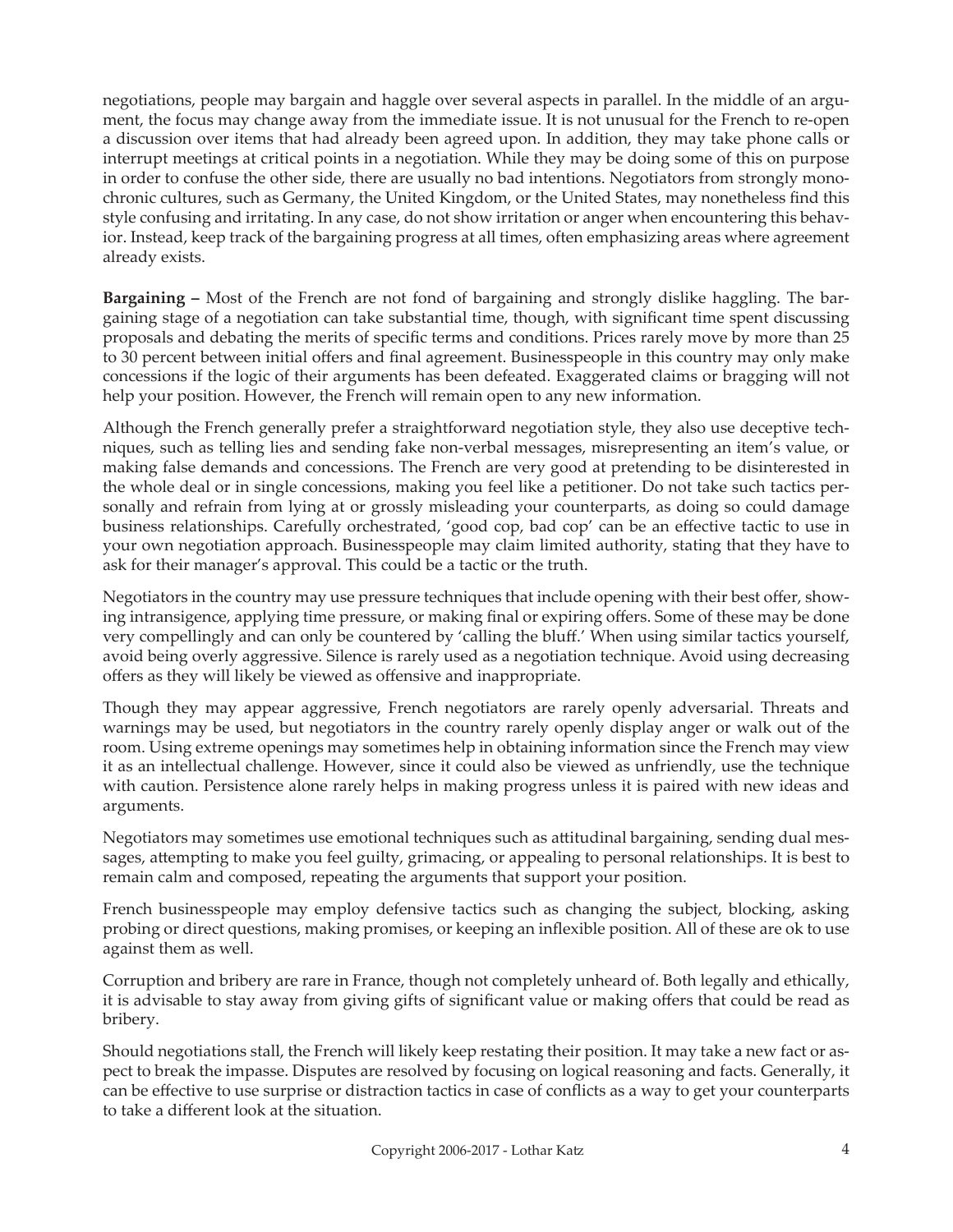negotiations, people may bargain and haggle over several aspects in parallel. In the middle of an argument, the focus may change away from the immediate issue. It is not unusual for the French to re-open a discussion over items that had already been agreed upon. In addition, they may take phone calls or interrupt meetings at critical points in a negotiation. While they may be doing some of this on purpose in order to confuse the other side, there are usually no bad intentions. Negotiators from strongly monochronic cultures, such as Germany, the United Kingdom, or the United States, may nonetheless find this style confusing and irritating. In any case, do not show irritation or anger when encountering this behavior. Instead, keep track of the bargaining progress at all times, often emphasizing areas where agreement already exists.

**Bargaining –** Most of the French are not fond of bargaining and strongly dislike haggling. The bargaining stage of a negotiation can take substantial time, though, with significant time spent discussing proposals and debating the merits of specific terms and conditions. Prices rarely move by more than 25 to 30 percent between initial offers and final agreement. Businesspeople in this country may only make concessions if the logic of their arguments has been defeated. Exaggerated claims or bragging will not help your position. However, the French will remain open to any new information.

Although the French generally prefer a straightforward negotiation style, they also use deceptive techniques, such as telling lies and sending fake non-verbal messages, misrepresenting an item's value, or making false demands and concessions. The French are very good at pretending to be disinterested in the whole deal or in single concessions, making you feel like a petitioner. Do not take such tactics personally and refrain from lying at or grossly misleading your counterparts, as doing so could damage business relationships. Carefully orchestrated, 'good cop, bad cop' can be an effective tactic to use in your own negotiation approach. Businesspeople may claim limited authority, stating that they have to ask for their manager's approval. This could be a tactic or the truth.

Negotiators in the country may use pressure techniques that include opening with their best offer, showing intransigence, applying time pressure, or making final or expiring offers. Some of these may be done very compellingly and can only be countered by 'calling the bluff.' When using similar tactics yourself, avoid being overly aggressive. Silence is rarely used as a negotiation technique. Avoid using decreasing offers as they will likely be viewed as offensive and inappropriate.

Though they may appear aggressive, French negotiators are rarely openly adversarial. Threats and warnings may be used, but negotiators in the country rarely openly display anger or walk out of the room. Using extreme openings may sometimes help in obtaining information since the French may view it as an intellectual challenge. However, since it could also be viewed as unfriendly, use the technique with caution. Persistence alone rarely helps in making progress unless it is paired with new ideas and arguments.

Negotiators may sometimes use emotional techniques such as attitudinal bargaining, sending dual messages, attempting to make you feel guilty, grimacing, or appealing to personal relationships. It is best to remain calm and composed, repeating the arguments that support your position.

French businesspeople may employ defensive tactics such as changing the subject, blocking, asking probing or direct questions, making promises, or keeping an inflexible position. All of these are ok to use against them as well.

Corruption and bribery are rare in France, though not completely unheard of. Both legally and ethically, it is advisable to stay away from giving gifts of significant value or making offers that could be read as bribery.

Should negotiations stall, the French will likely keep restating their position. It may take a new fact or aspect to break the impasse. Disputes are resolved by focusing on logical reasoning and facts. Generally, it can be effective to use surprise or distraction tactics in case of conflicts as a way to get your counterparts to take a different look at the situation.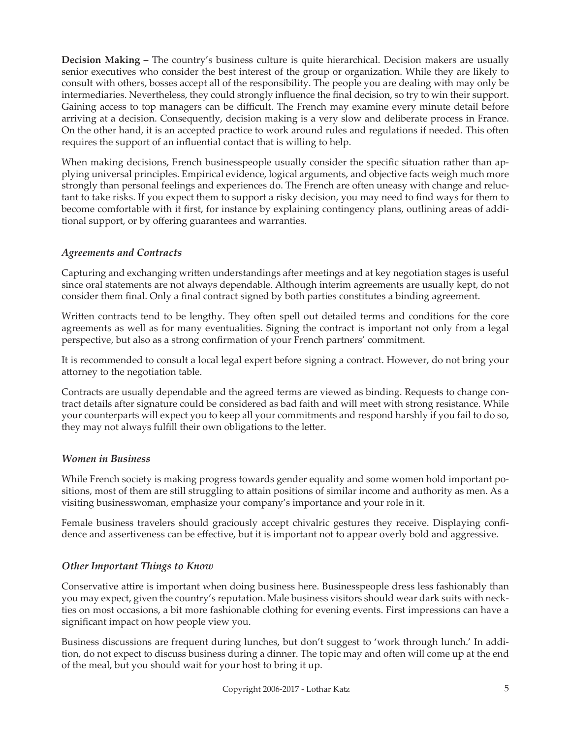**Decision Making –** The country's business culture is quite hierarchical. Decision makers are usually senior executives who consider the best interest of the group or organization. While they are likely to consult with others, bosses accept all of the responsibility. The people you are dealing with may only be intermediaries. Nevertheless, they could strongly influence the final decision, so try to win their support. Gaining access to top managers can be difficult. The French may examine every minute detail before arriving at a decision. Consequently, decision making is a very slow and deliberate process in France. On the other hand, it is an accepted practice to work around rules and regulations if needed. This often requires the support of an influential contact that is willing to help.

When making decisions, French businesspeople usually consider the specific situation rather than applying universal principles. Empirical evidence, logical arguments, and objective facts weigh much more strongly than personal feelings and experiences do. The French are often uneasy with change and reluctant to take risks. If you expect them to support a risky decision, you may need to find ways for them to become comfortable with it first, for instance by explaining contingency plans, outlining areas of additional support, or by offering guarantees and warranties.

### *Agreements and Contracts*

Capturing and exchanging written understandings after meetings and at key negotiation stages is useful since oral statements are not always dependable. Although interim agreements are usually kept, do not consider them final. Only a final contract signed by both parties constitutes a binding agreement.

Written contracts tend to be lengthy. They often spell out detailed terms and conditions for the core agreements as well as for many eventualities. Signing the contract is important not only from a legal perspective, but also as a strong confirmation of your French partners' commitment.

It is recommended to consult a local legal expert before signing a contract. However, do not bring your attorney to the negotiation table.

Contracts are usually dependable and the agreed terms are viewed as binding. Requests to change contract details after signature could be considered as bad faith and will meet with strong resistance. While your counterparts will expect you to keep all your commitments and respond harshly if you fail to do so, they may not always fulfill their own obligations to the letter.

### *Women in Business*

While French society is making progress towards gender equality and some women hold important positions, most of them are still struggling to attain positions of similar income and authority as men. As a visiting businesswoman, emphasize your company's importance and your role in it.

Female business travelers should graciously accept chivalric gestures they receive. Displaying confidence and assertiveness can be effective, but it is important not to appear overly bold and aggressive.

### *Other Important Things to Know*

Conservative attire is important when doing business here. Businesspeople dress less fashionably than you may expect, given the country's reputation. Male business visitors should wear dark suits with neckties on most occasions, a bit more fashionable clothing for evening events. First impressions can have a significant impact on how people view you.

Business discussions are frequent during lunches, but don't suggest to 'work through lunch.' In addition, do not expect to discuss business during a dinner. The topic may and often will come up at the end of the meal, but you should wait for your host to bring it up.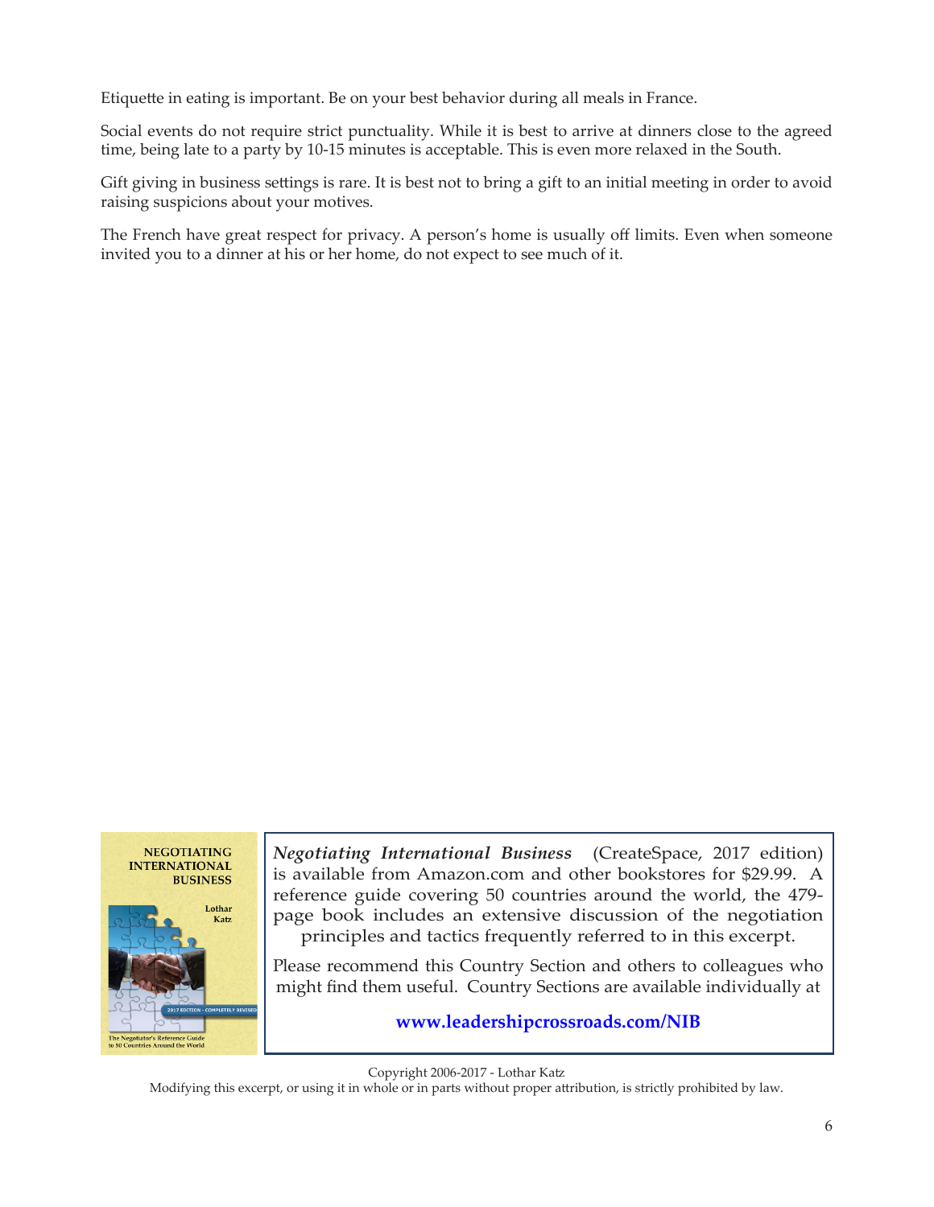Etiquette in eating is important. Be on your best behavior during all meals in France.

Social events do not require strict punctuality. While it is best to arrive at dinners close to the agreed time, being late to a party by 10-15 minutes is acceptable. This is even more relaxed in the South.

Gift giving in business settings is rare. It is best not to bring a gift to an initial meeting in order to avoid raising suspicions about your motives.

The French have great respect for privacy. A person's home is usually off limits. Even when someone invited you to a dinner at his or her home, do not expect to see much of it.

NEGOTIATING INTERNATIONAL BUSINESS

Lothar Katz

2017 EDITION - COMPLETELY REVISED

The Negotiator's Reference Guide to 50 Countries Around the World

***Negotiating International Business*** (CreateSpace, 2017 edition) is available from Amazon.com and other bookstores for $29.99. A reference guide covering 50 countries around the world, the 479-page book includes an extensive discussion of the negotiation principles and tactics frequently referred to in this excerpt.

Please recommend this Country Section and others to colleagues who might find them useful. Country Sections are available individually at

**www.leadershipcrossroads.com/NIB**

Copyright 2006-2017 - Lothar Katz

Modifying this excerpt, or using it in whole or in parts without proper attribution, is strictly prohibited by law.